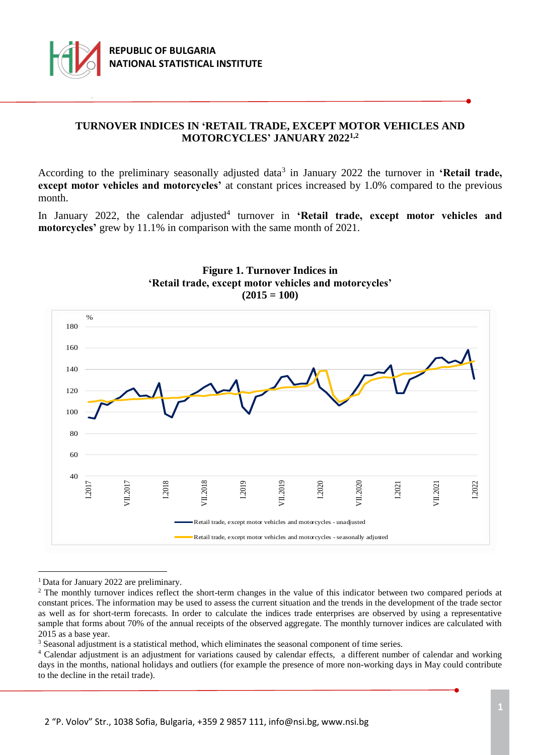REPUBLIC OF BULGARIA
NATIONAL STATISTICAL INSTITUTE

# TURNOVER INDICES IN 'RETAIL TRADE, EXCEPT MOTOR VEHICLES AND MOTORCYCLES' JANUARY 2022[1,2]

According to the preliminary seasonally adjusted data[3] in January 2022 the turnover in **'Retail trade, except motor vehicles and motorcycles'** at constant prices increased by 1.0% compared to the previous month.

In January 2022, the calendar adjusted[4] turnover in **'Retail trade, except motor vehicles and motorcycles'** grew by 11.1% in comparison with the same month of 2021.

**Figure 1. Turnover Indices in 'Retail trade, except motor vehicles and motorcycles' (2015 = 100)**

---

[1] Data for January 2022 are preliminary.

[2] The monthly turnover indices reflect the short-term changes in the value of this indicator between two compared periods at constant prices. The information may be used to assess the current situation and the trends in the development of the trade sector as well as for short-term forecasts. In order to calculate the indices trade enterprises are observed by using a representative sample that forms about 70% of the annual receipts of the observed aggregate. The monthly turnover indices are calculated with 2015 as a base year.

[3] Seasonal adjustment is a statistical method, which eliminates the seasonal component of time series.

[4] Calendar adjustment is an adjustment for variations caused by calendar effects, a different number of calendar and working days in the months, national holidays and outliers (for example the presence of more non-working days in May could contribute to the decline in the retail trade).

2 "P. Volov" Str., 1038 Sofia, Bulgaria, +359 2 9857 111, info@nsi.bg, www.nsi.bg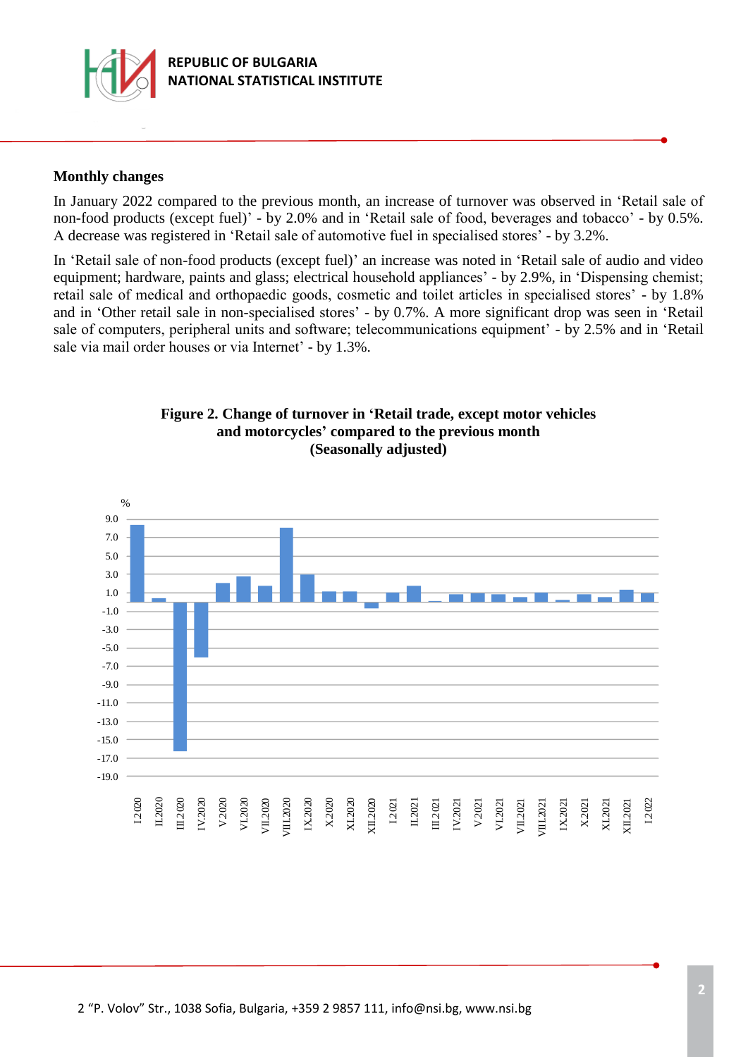**Monthly changes**

In January 2022 compared to the previous month, an increase of turnover was observed in 'Retail sale of non-food products (except fuel)' - by 2.0% and in 'Retail sale of food, beverages and tobacco' - by 0.5%. A decrease was registered in 'Retail sale of automotive fuel in specialised stores' - by 3.2%.

In 'Retail sale of non-food products (except fuel)' an increase was noted in 'Retail sale of audio and video equipment; hardware, paints and glass; electrical household appliances' - by 2.9%, in 'Dispensing chemist; retail sale of medical and orthopaedic goods, cosmetic and toilet articles in specialised stores' - by 1.8% and in 'Other retail sale in non-specialised stores' - by 0.7%. A more significant drop was seen in 'Retail sale of computers, peripheral units and software; telecommunications equipment' - by 2.5% and in 'Retail sale via mail order houses or via Internet' - by 1.3%.

**Figure 2. Change of turnover in 'Retail trade, except motor vehicles and motorcycles' compared to the previous month (Seasonally adjusted)**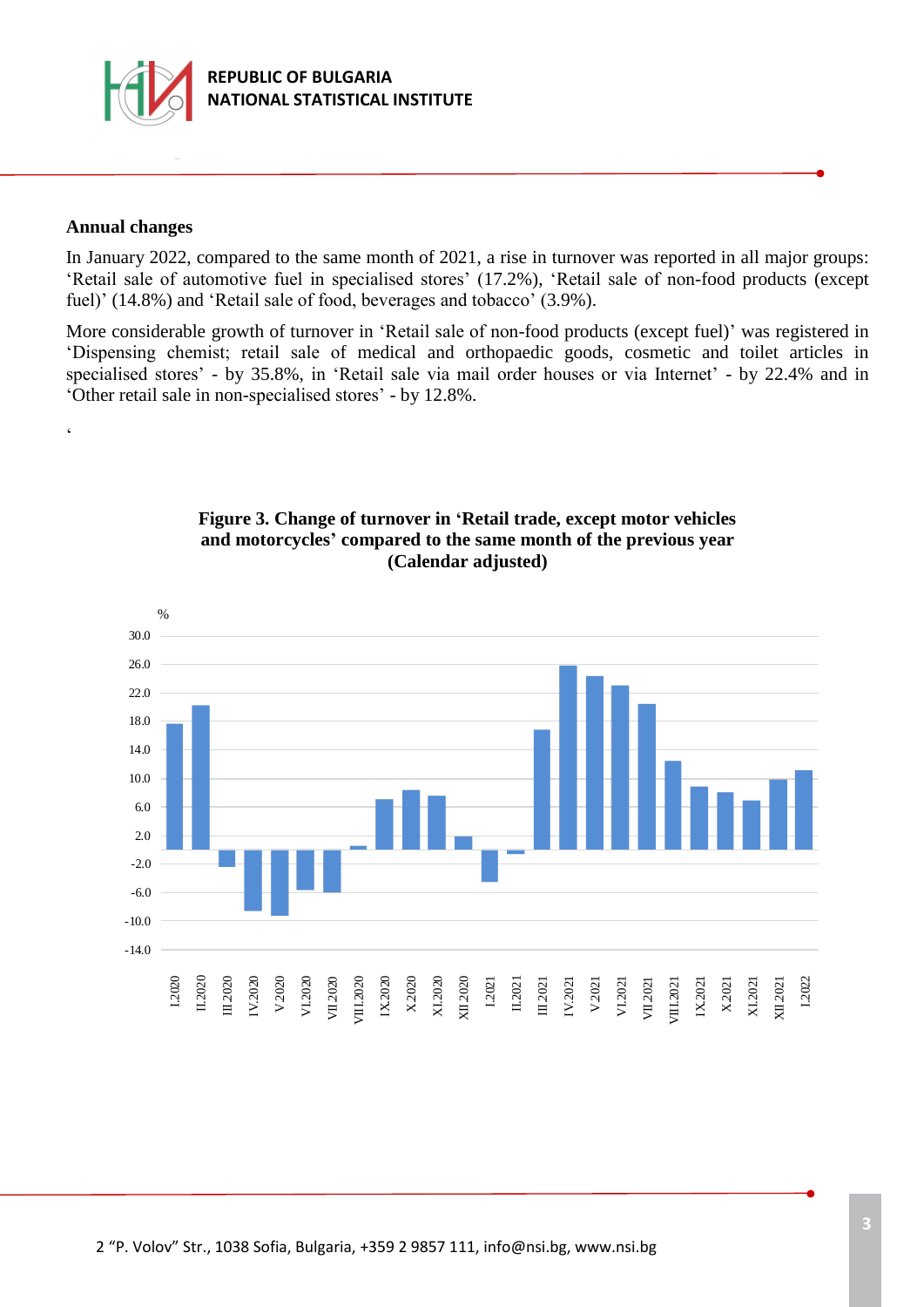## Annual changes

In January 2022, compared to the same month of 2021, a rise in turnover was reported in all major groups: 'Retail sale of automotive fuel in specialised stores' (17.2%), 'Retail sale of non-food products (except fuel)' (14.8%) and 'Retail sale of food, beverages and tobacco' (3.9%).

More considerable growth of turnover in 'Retail sale of non-food products (except fuel)' was registered in 'Dispensing chemist; retail sale of medical and orthopaedic goods, cosmetic and toilet articles in specialised stores' - by 35.8%, in 'Retail sale via mail order houses or via Internet' - by 22.4% and in 'Other retail sale in non-specialised stores' - by 12.8%.

'

**Figure 3. Change of turnover in 'Retail trade, except motor vehicles and motorcycles' compared to the same month of the previous year (Calendar adjusted)**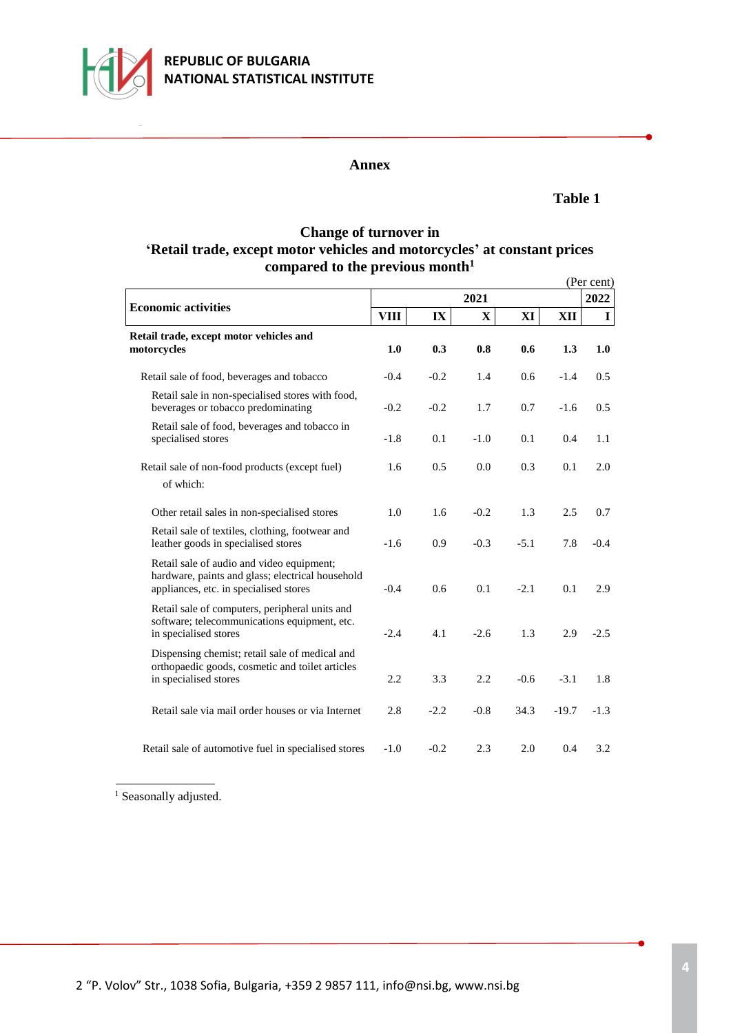## Annex

**Table 1**

### Change of turnover in 'Retail trade, except motor vehicles and motorcycles' at constant prices compared to the previous month[1]

(Per cent)

| Economic activities | 2021 | | | | | 2022 |
|---|---|---|---|---|---|---|
| | VIII | IX | X | XI | XII | I |
| **Retail trade, except motor vehicles and motorcycles** | **1.0** | **0.3** | **0.8** | **0.6** | **1.3** | **1.0** |
| Retail sale of food, beverages and tobacco | -0.4 | -0.2 | 1.4 | 0.6 | -1.4 | 0.5 |
| Retail sale in non-specialised stores with food, beverages or tobacco predominating | -0.2 | -0.2 | 1.7 | 0.7 | -1.6 | 0.5 |
| Retail sale of food, beverages and tobacco in specialised stores | -1.8 | 0.1 | -1.0 | 0.1 | 0.4 | 1.1 |
| Retail sale of non-food products (except fuel) | 1.6 | 0.5 | 0.0 | 0.3 | 0.1 | 2.0 |
| of which: | | | | | | |
| Other retail sales in non-specialised stores | 1.0 | 1.6 | -0.2 | 1.3 | 2.5 | 0.7 |
| Retail sale of textiles, clothing, footwear and leather goods in specialised stores | -1.6 | 0.9 | -0.3 | -5.1 | 7.8 | -0.4 |
| Retail sale of audio and video equipment; hardware, paints and glass; electrical household appliances, etc. in specialised stores | -0.4 | 0.6 | 0.1 | -2.1 | 0.1 | 2.9 |
| Retail sale of computers, peripheral units and software; telecommunications equipment, etc. in specialised stores | -2.4 | 4.1 | -2.6 | 1.3 | 2.9 | -2.5 |
| Dispensing chemist; retail sale of medical and orthopaedic goods, cosmetic and toilet articles in specialised stores | 2.2 | 3.3 | 2.2 | -0.6 | -3.1 | 1.8 |
| Retail sale via mail order houses or via Internet | 2.8 | -2.2 | -0.8 | 34.3 | -19.7 | -1.3 |
| Retail sale of automotive fuel in specialised stores | -1.0 | -0.2 | 2.3 | 2.0 | 0.4 | 3.2 |

[1] Seasonally adjusted.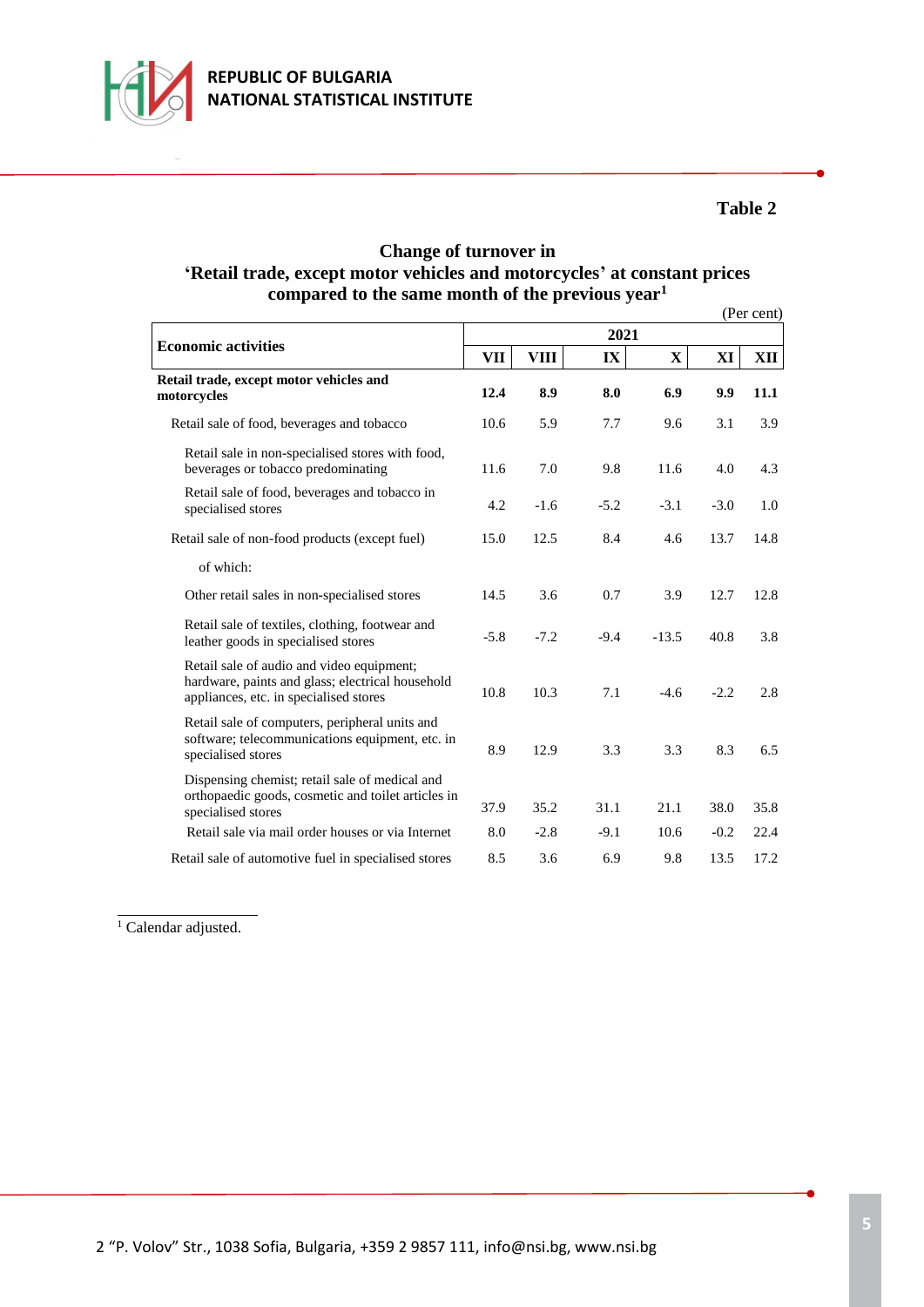**Table 2**

**Change of turnover in**
**'Retail trade, except motor vehicles and motorcycles' at constant prices compared to the same month of the previous year[1]**

(Per cent)

| Economic activities | 2021 | | | | | |
|---|---|---|---|---|---|---|
| | VII | VIII | IX | X | XI | XII |
| **Retail trade, except motor vehicles and motorcycles** | **12.4** | **8.9** | **8.0** | **6.9** | **9.9** | **11.1** |
| Retail sale of food, beverages and tobacco | 10.6 | 5.9 | 7.7 | 9.6 | 3.1 | 3.9 |
| Retail sale in non-specialised stores with food, beverages or tobacco predominating | 11.6 | 7.0 | 9.8 | 11.6 | 4.0 | 4.3 |
| Retail sale of food, beverages and tobacco in specialised stores | 4.2 | -1.6 | -5.2 | -3.1 | -3.0 | 1.0 |
| Retail sale of non-food products (except fuel) | 15.0 | 12.5 | 8.4 | 4.6 | 13.7 | 14.8 |
| of which: | | | | | | |
| Other retail sales in non-specialised stores | 14.5 | 3.6 | 0.7 | 3.9 | 12.7 | 12.8 |
| Retail sale of textiles, clothing, footwear and leather goods in specialised stores | -5.8 | -7.2 | -9.4 | -13.5 | 40.8 | 3.8 |
| Retail sale of audio and video equipment; hardware, paints and glass; electrical household appliances, etc. in specialised stores | 10.8 | 10.3 | 7.1 | -4.6 | -2.2 | 2.8 |
| Retail sale of computers, peripheral units and software; telecommunications equipment, etc. in specialised stores | 8.9 | 12.9 | 3.3 | 3.3 | 8.3 | 6.5 |
| Dispensing chemist; retail sale of medical and orthopaedic goods, cosmetic and toilet articles in specialised stores | 37.9 | 35.2 | 31.1 | 21.1 | 38.0 | 35.8 |
| Retail sale via mail order houses or via Internet | 8.0 | -2.8 | -9.1 | 10.6 | -0.2 | 22.4 |
| Retail sale of automotive fuel in specialised stores | 8.5 | 3.6 | 6.9 | 9.8 | 13.5 | 17.2 |

[1] Calendar adjusted.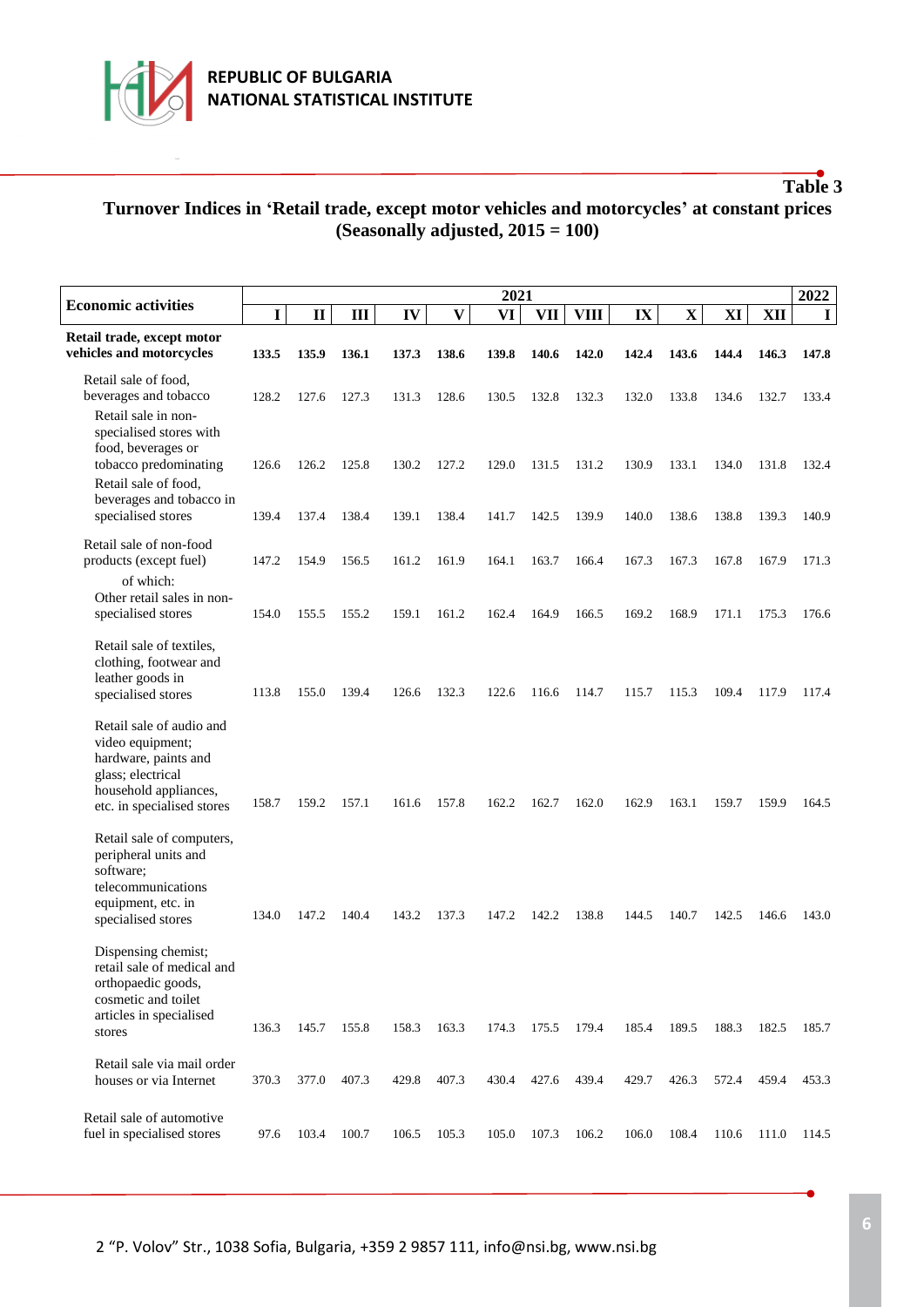**Table 3**

## Turnover Indices in 'Retail trade, except motor vehicles and motorcycles' at constant prices (Seasonally adjusted, 2015 = 100)

| Economic activities | 2021 | | | | | | | | | | | | 2022 |
|---|---|---|---|---|---|---|---|---|---|---|---|---|---|
| | I | II | III | IV | V | VI | VII | VIII | IX | X | XI | XII | I |
| **Retail trade, except motor vehicles and motorcycles** | **133.5** | **135.9** | **136.1** | **137.3** | **138.6** | **139.8** | **140.6** | **142.0** | **142.4** | **143.6** | **144.4** | **146.3** | **147.8** |
| Retail sale of food, beverages and tobacco | 128.2 | 127.6 | 127.3 | 131.3 | 128.6 | 130.5 | 132.8 | 132.3 | 132.0 | 133.8 | 134.6 | 132.7 | 133.4 |
| Retail sale in non-specialised stores with food, beverages or tobacco predominating | 126.6 | 126.2 | 125.8 | 130.2 | 127.2 | 129.0 | 131.5 | 131.2 | 130.9 | 133.1 | 134.0 | 131.8 | 132.4 |
| Retail sale of food, beverages and tobacco in specialised stores | 139.4 | 137.4 | 138.4 | 139.1 | 138.4 | 141.7 | 142.5 | 139.9 | 140.0 | 138.6 | 138.8 | 139.3 | 140.9 |
| Retail sale of non-food products (except fuel) | 147.2 | 154.9 | 156.5 | 161.2 | 161.9 | 164.1 | 163.7 | 166.4 | 167.3 | 167.3 | 167.8 | 167.9 | 171.3 |
| of which: Other retail sales in non-specialised stores | 154.0 | 155.5 | 155.2 | 159.1 | 161.2 | 162.4 | 164.9 | 166.5 | 169.2 | 168.9 | 171.1 | 175.3 | 176.6 |
| Retail sale of textiles, clothing, footwear and leather goods in specialised stores | 113.8 | 155.0 | 139.4 | 126.6 | 132.3 | 122.6 | 116.6 | 114.7 | 115.7 | 115.3 | 109.4 | 117.9 | 117.4 |
| Retail sale of audio and video equipment; hardware, paints and glass; electrical household appliances, etc. in specialised stores | 158.7 | 159.2 | 157.1 | 161.6 | 157.8 | 162.2 | 162.7 | 162.0 | 162.9 | 163.1 | 159.7 | 159.9 | 164.5 |
| Retail sale of computers, peripheral units and software; telecommunications equipment, etc. in specialised stores | 134.0 | 147.2 | 140.4 | 143.2 | 137.3 | 147.2 | 142.2 | 138.8 | 144.5 | 140.7 | 142.5 | 146.6 | 143.0 |
| Dispensing chemist; retail sale of medical and orthopaedic goods, cosmetic and toilet articles in specialised stores | 136.3 | 145.7 | 155.8 | 158.3 | 163.3 | 174.3 | 175.5 | 179.4 | 185.4 | 189.5 | 188.3 | 182.5 | 185.7 |
| Retail sale via mail order houses or via Internet | 370.3 | 377.0 | 407.3 | 429.8 | 407.3 | 430.4 | 427.6 | 439.4 | 429.7 | 426.3 | 572.4 | 459.4 | 453.3 |
| Retail sale of automotive fuel in specialised stores | 97.6 | 103.4 | 100.7 | 106.5 | 105.3 | 105.0 | 107.3 | 106.2 | 106.0 | 108.4 | 110.6 | 111.0 | 114.5 |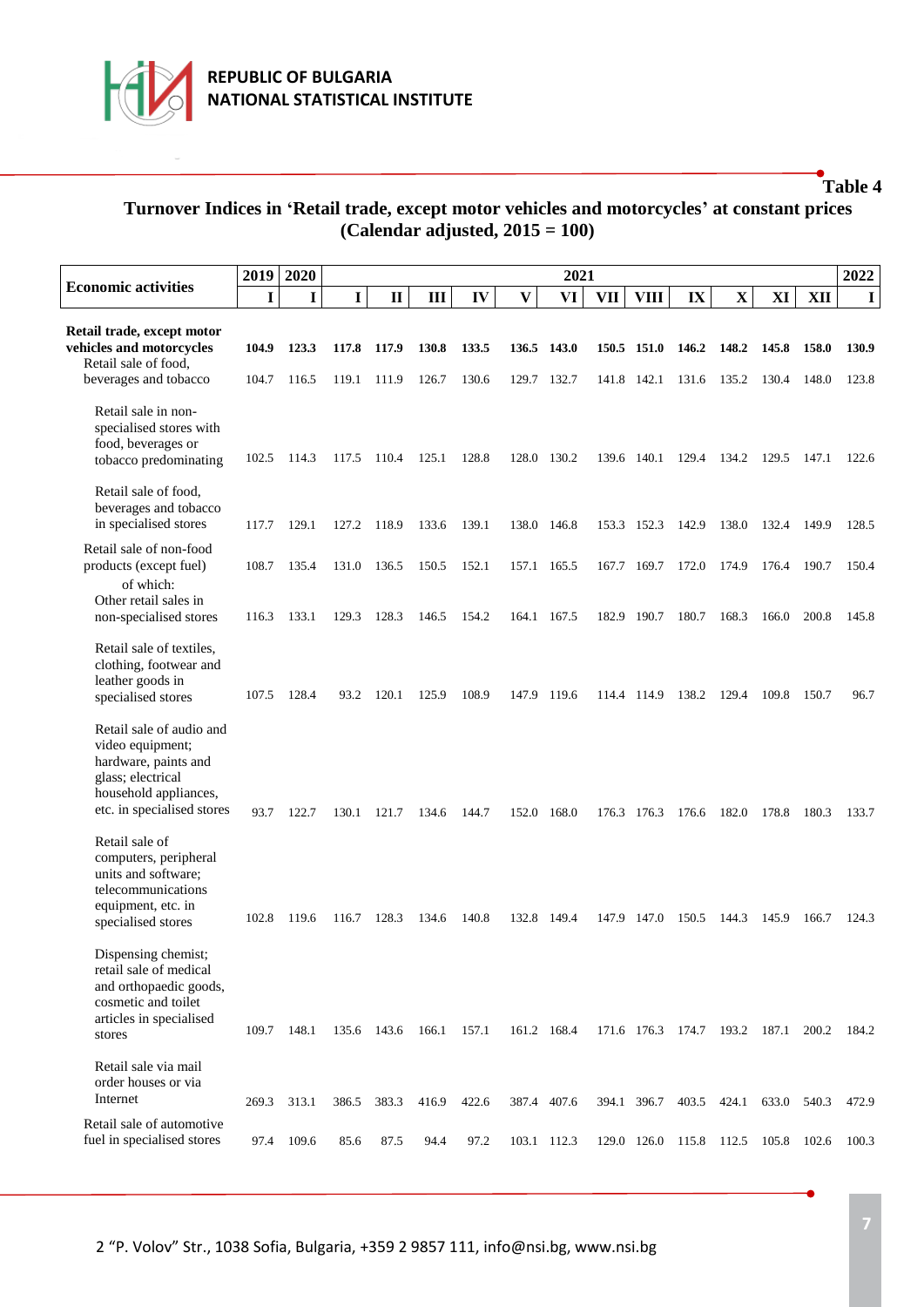Table 4

## Turnover Indices in 'Retail trade, except motor vehicles and motorcycles' at constant prices (Calendar adjusted, 2015 = 100)

| Economic activities | 2019 | 2020 | 2021 | | | | | | | | | | | | 2022 |
|---|---|---|---|---|---|---|---|---|---|---|---|---|---|---|---|
| | I | I | I | II | III | IV | V | VI | VII | VIII | IX | X | XI | XII | I |
| **Retail trade, except motor vehicles and motorcycles** | **104.9** | **123.3** | **117.8** | **117.9** | **130.8** | **133.5** | **136.5** | **143.0** | **150.5** | **151.0** | **146.2** | **148.2** | **145.8** | **158.0** | **130.9** |
| Retail sale of food, beverages and tobacco | 104.7 | 116.5 | 119.1 | 111.9 | 126.7 | 130.6 | 129.7 | 132.7 | 141.8 | 142.1 | 131.6 | 135.2 | 130.4 | 148.0 | 123.8 |
| Retail sale in non-specialised stores with food, beverages or tobacco predominating | 102.5 | 114.3 | 117.5 | 110.4 | 125.1 | 128.8 | 128.0 | 130.2 | 139.6 | 140.1 | 129.4 | 134.2 | 129.5 | 147.1 | 122.6 |
| Retail sale of food, beverages and tobacco in specialised stores | 117.7 | 129.1 | 127.2 | 118.9 | 133.6 | 139.1 | 138.0 | 146.8 | 153.3 | 152.3 | 142.9 | 138.0 | 132.4 | 149.9 | 128.5 |
| Retail sale of non-food products (except fuel) | 108.7 | 135.4 | 131.0 | 136.5 | 150.5 | 152.1 | 157.1 | 165.5 | 167.7 | 169.7 | 172.0 | 174.9 | 176.4 | 190.7 | 150.4 |
| of which: Other retail sales in non-specialised stores | 116.3 | 133.1 | 129.3 | 128.3 | 146.5 | 154.2 | 164.1 | 167.5 | 182.9 | 190.7 | 180.7 | 168.3 | 166.0 | 200.8 | 145.8 |
| Retail sale of textiles, clothing, footwear and leather goods in specialised stores | 107.5 | 128.4 | 93.2 | 120.1 | 125.9 | 108.9 | 147.9 | 119.6 | 114.4 | 114.9 | 138.2 | 129.4 | 109.8 | 150.7 | 96.7 |
| Retail sale of audio and video equipment; hardware, paints and glass; electrical household appliances, etc. in specialised stores | 93.7 | 122.7 | 130.1 | 121.7 | 134.6 | 144.7 | 152.0 | 168.0 | 176.3 | 176.3 | 176.6 | 182.0 | 178.8 | 180.3 | 133.7 |
| Retail sale of computers, peripheral units and software; telecommunications equipment, etc. in specialised stores | 102.8 | 119.6 | 116.7 | 128.3 | 134.6 | 140.8 | 132.8 | 149.4 | 147.9 | 147.0 | 150.5 | 144.3 | 145.9 | 166.7 | 124.3 |
| Dispensing chemist; retail sale of medical and orthopaedic goods, cosmetic and toilet articles in specialised stores | 109.7 | 148.1 | 135.6 | 143.6 | 166.1 | 157.1 | 161.2 | 168.4 | 171.6 | 176.3 | 174.7 | 193.2 | 187.1 | 200.2 | 184.2 |
| Retail sale via mail order houses or via Internet | 269.3 | 313.1 | 386.5 | 383.3 | 416.9 | 422.6 | 387.4 | 407.6 | 394.1 | 396.7 | 403.5 | 424.1 | 633.0 | 540.3 | 472.9 |
| Retail sale of automotive fuel in specialised stores | 97.4 | 109.6 | 85.6 | 87.5 | 94.4 | 97.2 | 103.1 | 112.3 | 129.0 | 126.0 | 115.8 | 112.5 | 105.8 | 102.6 | 100.3 |